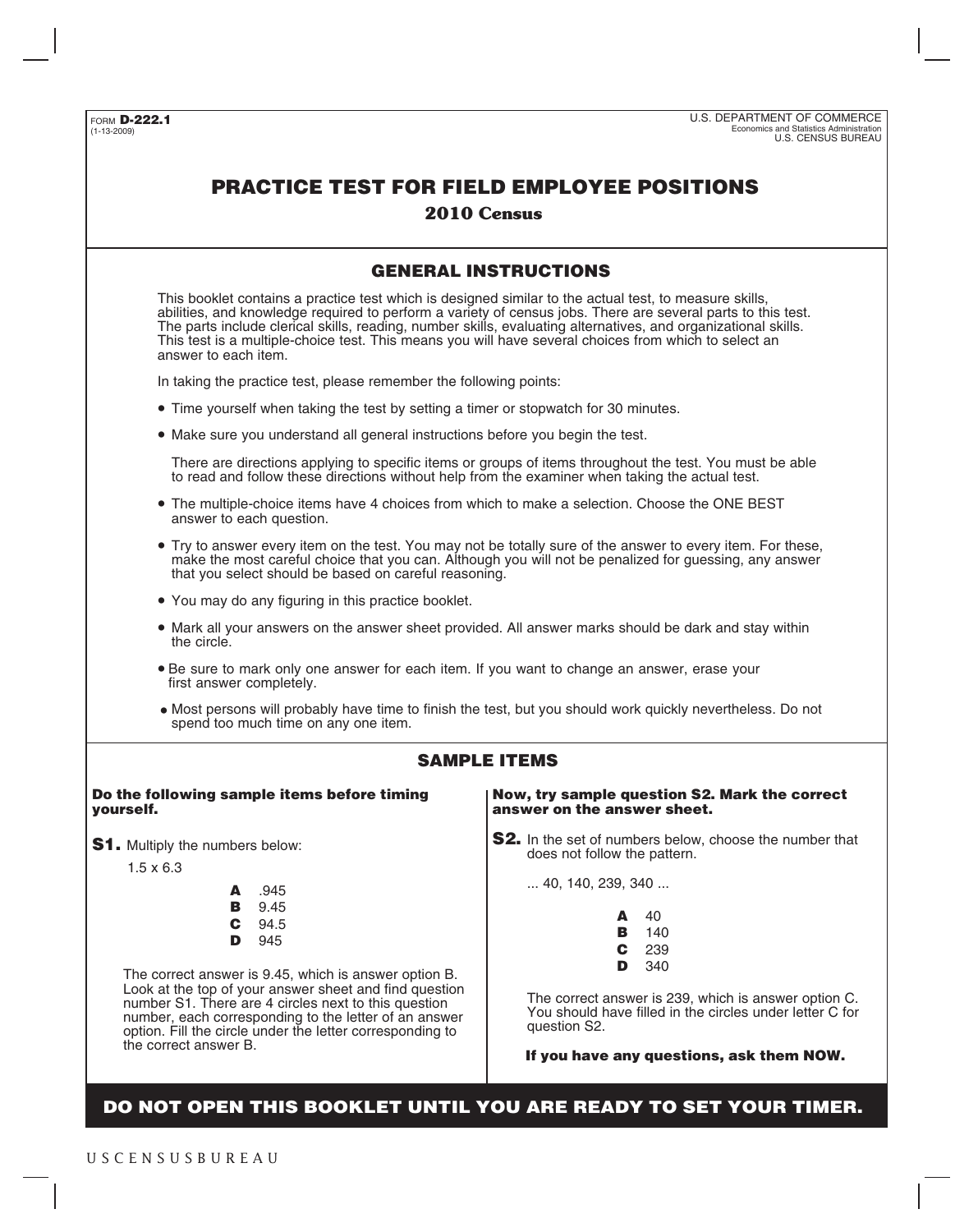FORM **D-222.1**
(1-13-2009)

U.S. DEPARTMENT OF COMMERCE
Economics and Statistics Administration
U.S. CENSUS BUREAU

# PRACTICE TEST FOR FIELD EMPLOYEE POSITIONS

## 2010 Census

## GENERAL INSTRUCTIONS

This booklet contains a practice test which is designed similar to the actual test, to measure skills, abilities, and knowledge required to perform a variety of census jobs. There are several parts to this test. The parts include clerical skills, reading, number skills, evaluating alternatives, and organizational skills. This test is a multiple-choice test. This means you will have several choices from which to select an answer to each item.

In taking the practice test, please remember the following points:

- Time yourself when taking the test by setting a timer or stopwatch for 30 minutes.
- Make sure you understand all general instructions before you begin the test.

  There are directions applying to specific items or groups of items throughout the test. You must be able to read and follow these directions without help from the examiner when taking the actual test.
- The multiple-choice items have 4 choices from which to make a selection. Choose the ONE BEST answer to each question.
- Try to answer every item on the test. You may not be totally sure of the answer to every item. For these, make the most careful choice that you can. Although you will not be penalized for guessing, any answer that you select should be based on careful reasoning.
- You may do any figuring in this practice booklet.
- Mark all your answers on the answer sheet provided. All answer marks should be dark and stay within the circle.
- Be sure to mark only one answer for each item. If you want to change an answer, erase your first answer completely.
- Most persons will probably have time to finish the test, but you should work quickly nevertheless. Do not spend too much time on any one item.

## SAMPLE ITEMS

**Do the following sample items before timing yourself.**

**S1.** Multiply the numbers below:

1.5 x 6.3

**A** .945
**B** 9.45
**C** 94.5
**D** 945

The correct answer is 9.45, which is answer option B. Look at the top of your answer sheet and find question number S1. There are 4 circles next to this question number, each corresponding to the letter of an answer option. Fill the circle under the letter corresponding to the correct answer B.

**Now, try sample question S2. Mark the correct answer on the answer sheet.**

**S2.** In the set of numbers below, choose the number that does not follow the pattern.

... 40, 140, 239, 340 ...

**A** 40
**B** 140
**C** 239
**D** 340

The correct answer is 239, which is answer option C. You should have filled in the circles under letter C for question S2.

**If you have any questions, ask them NOW.**

**DO NOT OPEN THIS BOOKLET UNTIL YOU ARE READY TO SET YOUR TIMER.**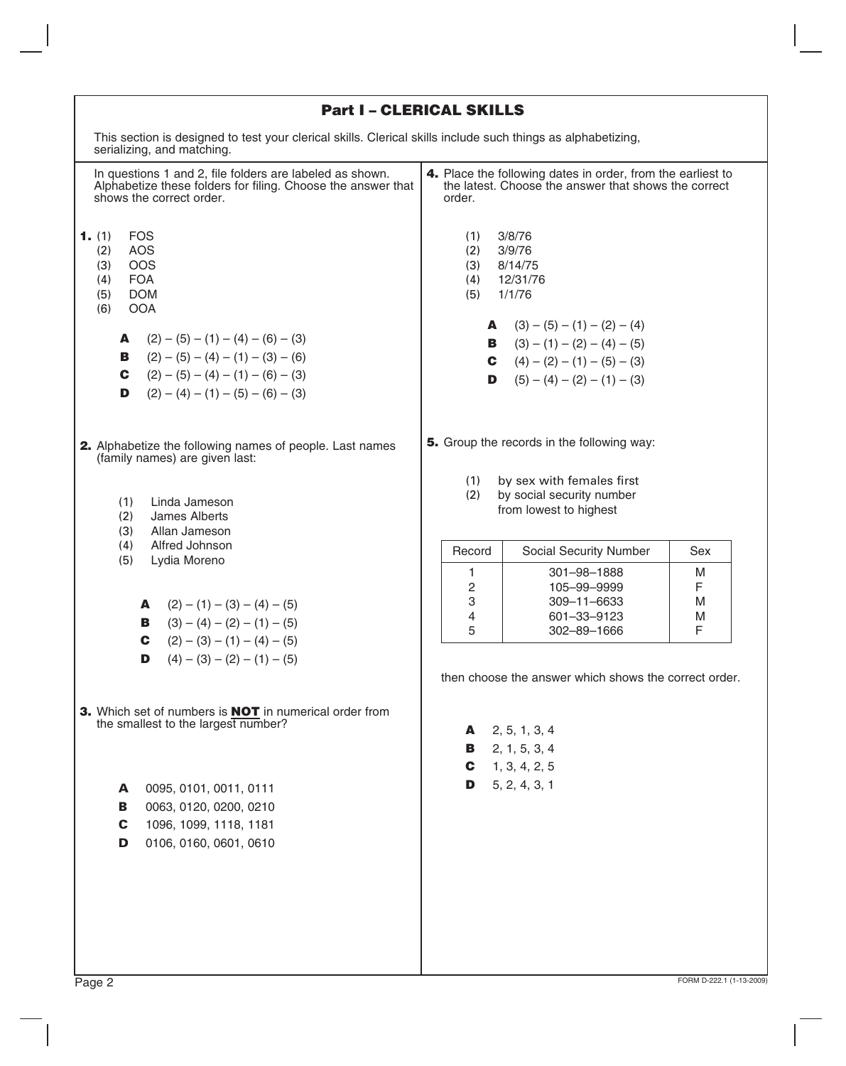# Part I – CLERICAL SKILLS

This section is designed to test your clerical skills. Clerical skills include such things as alphabetizing, serializing, and matching.

In questions 1 and 2, file folders are labeled as shown. Alphabetize these folders for filing. Choose the answer that shows the correct order.

**1.** (1) FOS
(2) AOS
(3) OOS
(4) FOA
(5) DOM
(6) OOA

**A** (2) – (5) – (1) – (4) – (6) – (3)
**B** (2) – (5) – (4) – (1) – (3) – (6)
**C** (2) – (5) – (4) – (1) – (6) – (3)
**D** (2) – (4) – (1) – (5) – (6) – (3)

**2.** Alphabetize the following names of people. Last names (family names) are given last:

(1) Linda Jameson
(2) James Alberts
(3) Allan Jameson
(4) Alfred Johnson
(5) Lydia Moreno

**A** (2) – (1) – (3) – (4) – (5)
**B** (3) – (4) – (2) – (1) – (5)
**C** (2) – (3) – (1) – (4) – (5)
**D** (4) – (3) – (2) – (1) – (5)

**3.** Which set of numbers is **NOT** in numerical order from the smallest to the largest number?

**A** 0095, 0101, 0011, 0111
**B** 0063, 0120, 0200, 0210
**C** 1096, 1099, 1118, 1181
**D** 0106, 0160, 0601, 0610

**4.** Place the following dates in order, from the earliest to the latest. Choose the answer that shows the correct order.

(1) 3/8/76
(2) 3/9/76
(3) 8/14/75
(4) 12/31/76
(5) 1/1/76

**A** (3) – (5) – (1) – (2) – (4)
**B** (3) – (1) – (2) – (4) – (5)
**C** (4) – (2) – (1) – (5) – (3)
**D** (5) – (4) – (2) – (1) – (3)

**5.** Group the records in the following way:

(1) by sex with females first
(2) by social security number from lowest to highest

| Record | Social Security Number | Sex |
|---|---|---|
| 1 | 301–98–1888 | M |
| 2 | 105–99–9999 | F |
| 3 | 309–11–6633 | M |
| 4 | 601–33–9123 | M |
| 5 | 302–89–1666 | F |

then choose the answer which shows the correct order.

**A** 2, 5, 1, 3, 4
**B** 2, 1, 5, 3, 4
**C** 1, 3, 4, 2, 5
**D** 5, 2, 4, 3, 1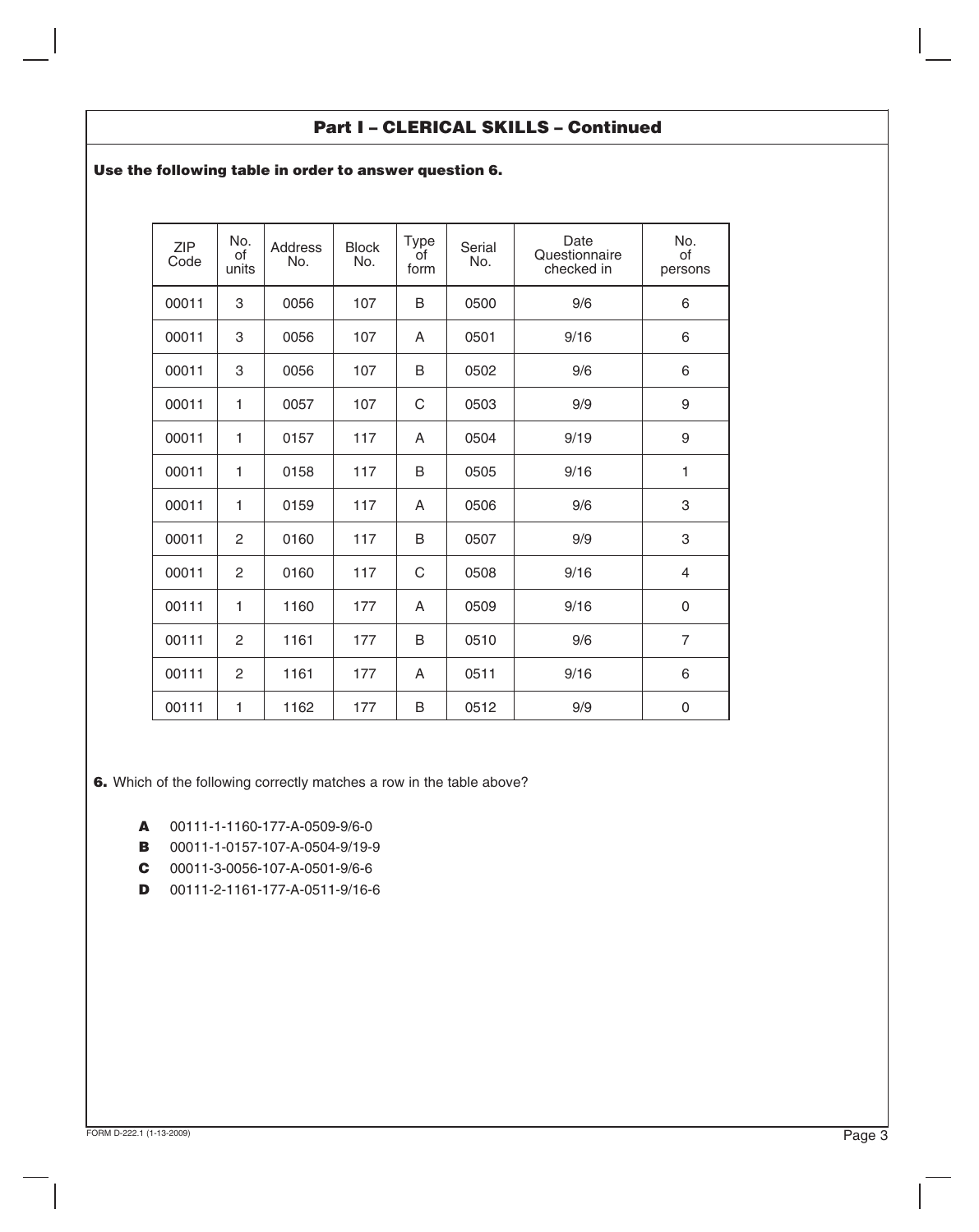## Part I – CLERICAL SKILLS – Continued

**Use the following table in order to answer question 6.**

| ZIP Code | No. of units | Address No. | Block No. | Type of form | Serial No. | Date Questionnaire checked in | No. of persons |
|---|---|---|---|---|---|---|---|
| 00011 | 3 | 0056 | 107 | B | 0500 | 9/6 | 6 |
| 00011 | 3 | 0056 | 107 | A | 0501 | 9/16 | 6 |
| 00011 | 3 | 0056 | 107 | B | 0502 | 9/6 | 6 |
| 00011 | 1 | 0057 | 107 | C | 0503 | 9/9 | 9 |
| 00011 | 1 | 0157 | 117 | A | 0504 | 9/19 | 9 |
| 00011 | 1 | 0158 | 117 | B | 0505 | 9/16 | 1 |
| 00011 | 1 | 0159 | 117 | A | 0506 | 9/6 | 3 |
| 00011 | 2 | 0160 | 117 | B | 0507 | 9/9 | 3 |
| 00011 | 2 | 0160 | 117 | C | 0508 | 9/16 | 4 |
| 00111 | 1 | 1160 | 177 | A | 0509 | 9/16 | 0 |
| 00111 | 2 | 1161 | 177 | B | 0510 | 9/6 | 7 |
| 00111 | 2 | 1161 | 177 | A | 0511 | 9/16 | 6 |
| 00111 | 1 | 1162 | 177 | B | 0512 | 9/9 | 0 |

**6.** Which of the following correctly matches a row in the table above?

**A** 00111-1-1160-177-A-0509-9/6-0

**B** 00011-1-0157-107-A-0504-9/19-9

**C** 00011-3-0056-107-A-0501-9/6-6

**D** 00111-2-1161-177-A-0511-9/16-6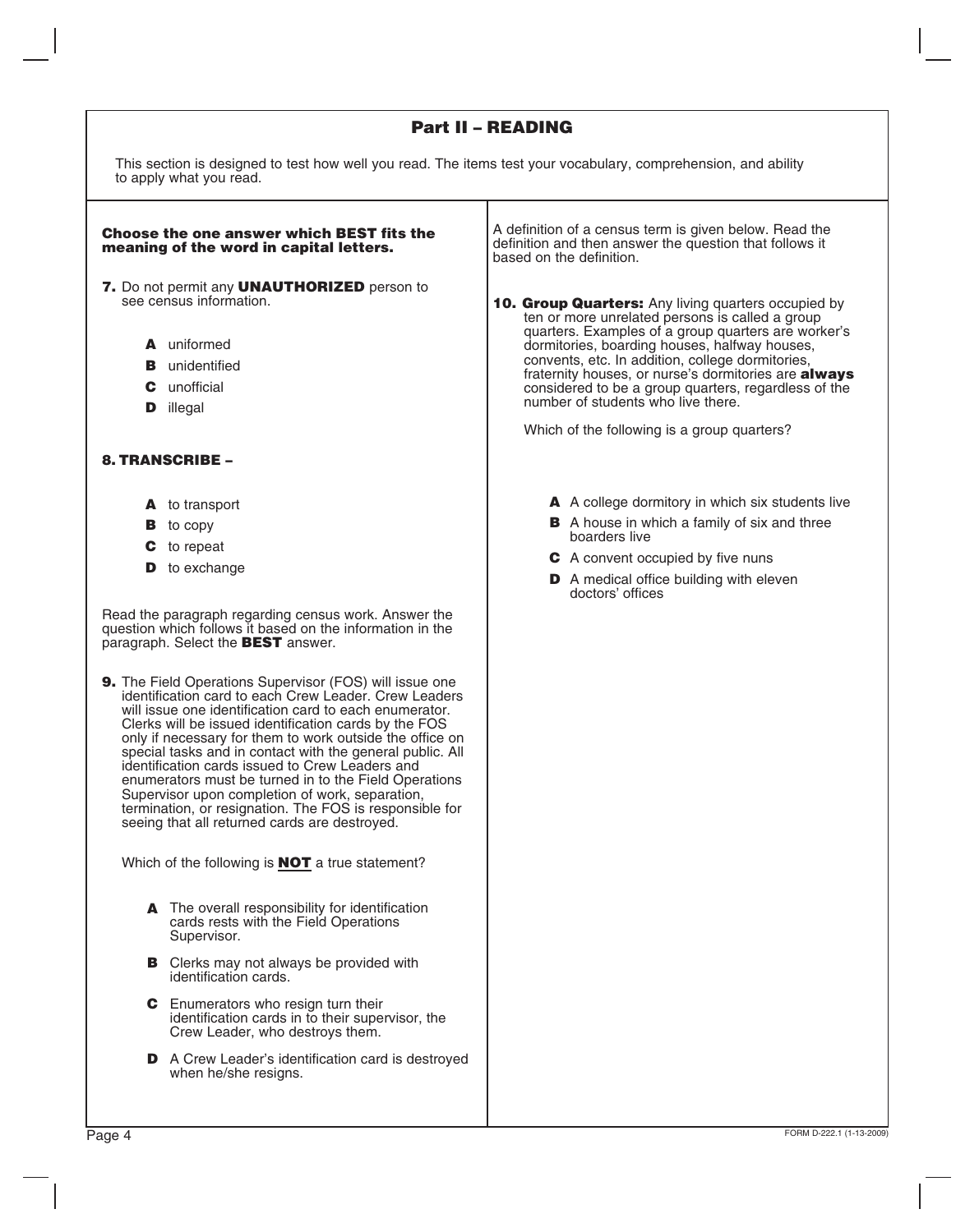## Part II – READING

This section is designed to test how well you read. The items test your vocabulary, comprehension, and ability to apply what you read.

**Choose the one answer which BEST fits the meaning of the word in capital letters.**

**7.** Do not permit any **UNAUTHORIZED** person to see census information.

- **A** uniformed
- **B** unidentified
- **C** unofficial
- **D** illegal

**8. TRANSCRIBE –**

- **A** to transport
- **B** to copy
- **C** to repeat
- **D** to exchange

Read the paragraph regarding census work. Answer the question which follows it based on the information in the paragraph. Select the **BEST** answer.

**9.** The Field Operations Supervisor (FOS) will issue one identification card to each Crew Leader. Crew Leaders will issue one identification card to each enumerator. Clerks will be issued identification cards by the FOS only if necessary for them to work outside the office on special tasks and in contact with the general public. All identification cards issued to Crew Leaders and enumerators must be turned in to the Field Operations Supervisor upon completion of work, separation, termination, or resignation. The FOS is responsible for seeing that all returned cards are destroyed.

Which of the following is **NOT** a true statement?

- **A** The overall responsibility for identification cards rests with the Field Operations Supervisor.
- **B** Clerks may not always be provided with identification cards.
- **C** Enumerators who resign turn their identification cards in to their supervisor, the Crew Leader, who destroys them.
- **D** A Crew Leader's identification card is destroyed when he/she resigns.

A definition of a census term is given below. Read the definition and then answer the question that follows it based on the definition.

**10. Group Quarters:** Any living quarters occupied by ten or more unrelated persons is called a group quarters. Examples of a group quarters are worker's dormitories, boarding houses, halfway houses, convents, etc. In addition, college dormitories, fraternity houses, or nurse's dormitories are **always** considered to be a group quarters, regardless of the number of students who live there.

Which of the following is a group quarters?

- **A** A college dormitory in which six students live
- **B** A house in which a family of six and three boarders live
- **C** A convent occupied by five nuns
- **D** A medical office building with eleven doctors' offices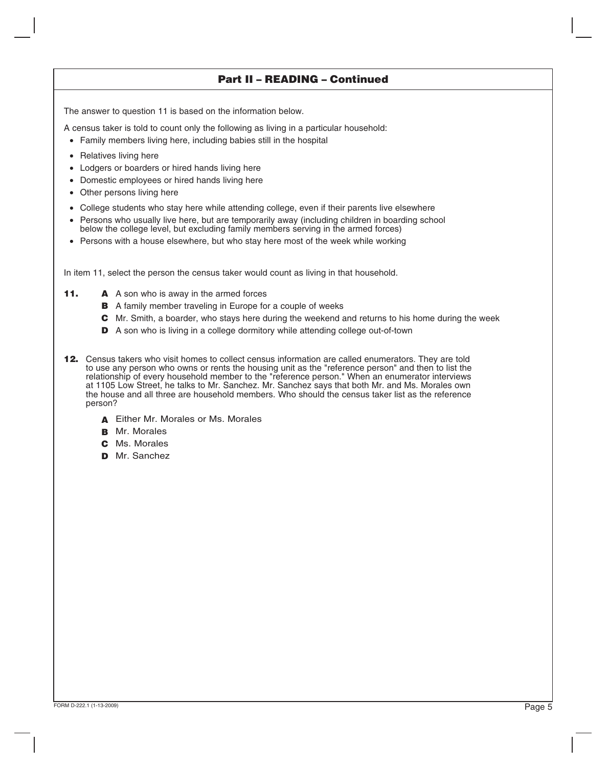## Part II – READING – Continued

The answer to question 11 is based on the information below.

A census taker is told to count only the following as living in a particular household:

- Family members living here, including babies still in the hospital
- Relatives living here
- Lodgers or boarders or hired hands living here
- Domestic employees or hired hands living here
- Other persons living here
- College students who stay here while attending college, even if their parents live elsewhere
- Persons who usually live here, but are temporarily away (including children in boarding school below the college level, but excluding family members serving in the armed forces)
- Persons with a house elsewhere, but who stay here most of the week while working

In item 11, select the person the census taker would count as living in that household.

**11.**
- **A** A son who is away in the armed forces
- **B** A family member traveling in Europe for a couple of weeks
- **C** Mr. Smith, a boarder, who stays here during the weekend and returns to his home during the week
- **D** A son who is living in a college dormitory while attending college out-of-town

**12.** Census takers who visit homes to collect census information are called enumerators. They are told to use any person who owns or rents the housing unit as the "reference person" and then to list the relationship of every household member to the "reference person." When an enumerator interviews at 1105 Low Street, he talks to Mr. Sanchez. Mr. Sanchez says that both Mr. and Ms. Morales own the house and all three are household members. Who should the census taker list as the reference person?

- **A** Either Mr. Morales or Ms. Morales
- **B** Mr. Morales
- **C** Ms. Morales
- **D** Mr. Sanchez

FORM D-222.1 (1-13-2009)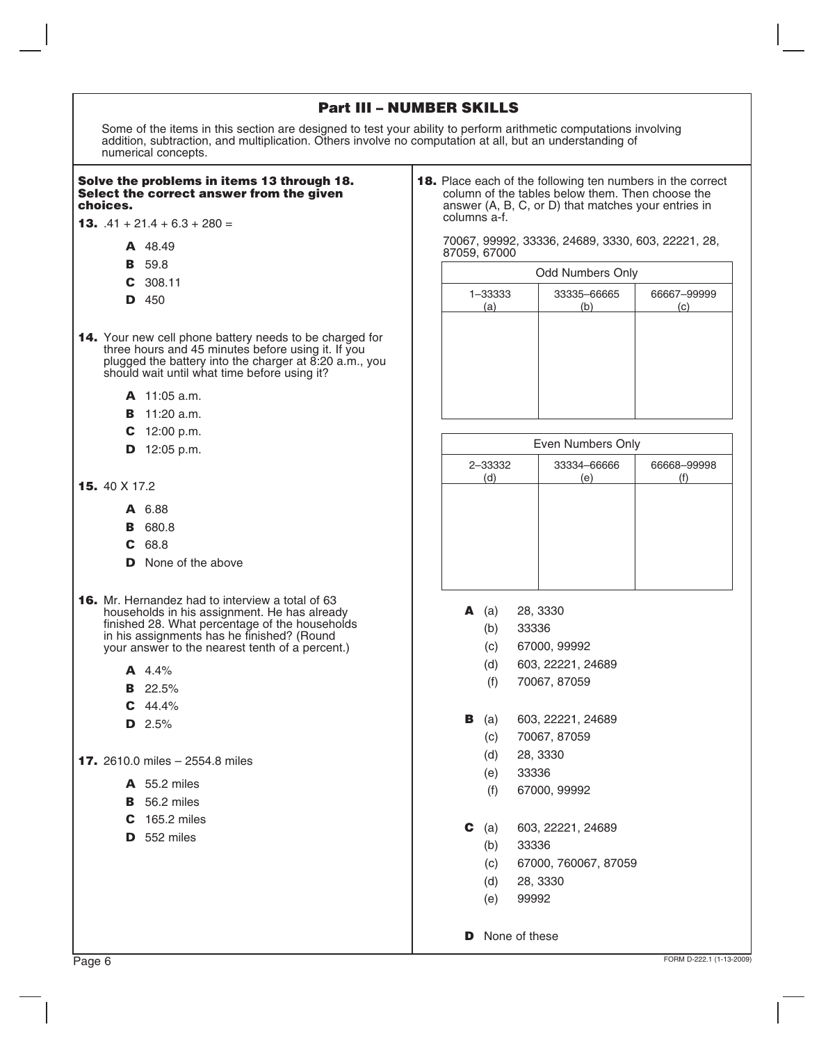## Part III – NUMBER SKILLS

Some of the items in this section are designed to test your ability to perform arithmetic computations involving addition, subtraction, and multiplication. Others involve no computation at all, but an understanding of numerical concepts.

**Solve the problems in items 13 through 18. Select the correct answer from the given choices.**

**13.** .41 + 21.4 + 6.3 + 280 =

- **A** 48.49
- **B** 59.8
- **C** 308.11
- **D** 450

**14.** Your new cell phone battery needs to be charged for three hours and 45 minutes before using it. If you plugged the battery into the charger at 8:20 a.m., you should wait until what time before using it?

- **A** 11:05 a.m.
- **B** 11:20 a.m.
- **C** 12:00 p.m.
- **D** 12:05 p.m.

**15.** 40 X 17.2

- **A** 6.88
- **B** 680.8
- **C** 68.8
- **D** None of the above

**16.** Mr. Hernandez had to interview a total of 63 households in his assignment. He has already finished 28. What percentage of the households in his assignments has he finished? (Round your answer to the nearest tenth of a percent.)

- **A** 4.4%
- **B** 22.5%
- **C** 44.4%
- **D** 2.5%

**17.** 2610.0 miles – 2554.8 miles

- **A** 55.2 miles
- **B** 56.2 miles
- **C** 165.2 miles
- **D** 552 miles

**18.** Place each of the following ten numbers in the correct column of the tables below them. Then choose the answer (A, B, C, or D) that matches your entries in columns a-f.

70067, 99992, 33336, 24689, 3330, 603, 22221, 28, 87059, 67000

| Odd Numbers Only | | |
|---|---|---|
| 1–33333 (a) | 33335–66665 (b) | 66667–99999 (c) |
| | | |

| Even Numbers Only | | |
|---|---|---|
| 2–33332 (d) | 33334–66666 (e) | 66668–99998 (f) |
| | | |

**A**
- (a) 28, 3330
- (b) 33336
- (c) 67000, 99992
- (d) 603, 22221, 24689
- (f) 70067, 87059

**B**
- (a) 603, 22221, 24689
- (c) 70067, 87059
- (d) 28, 3330
- (e) 33336
- (f) 67000, 99992

**C**
- (a) 603, 22221, 24689
- (b) 33336
- (c) 67000, 760067, 87059
- (d) 28, 3330
- (e) 99992

**D** None of these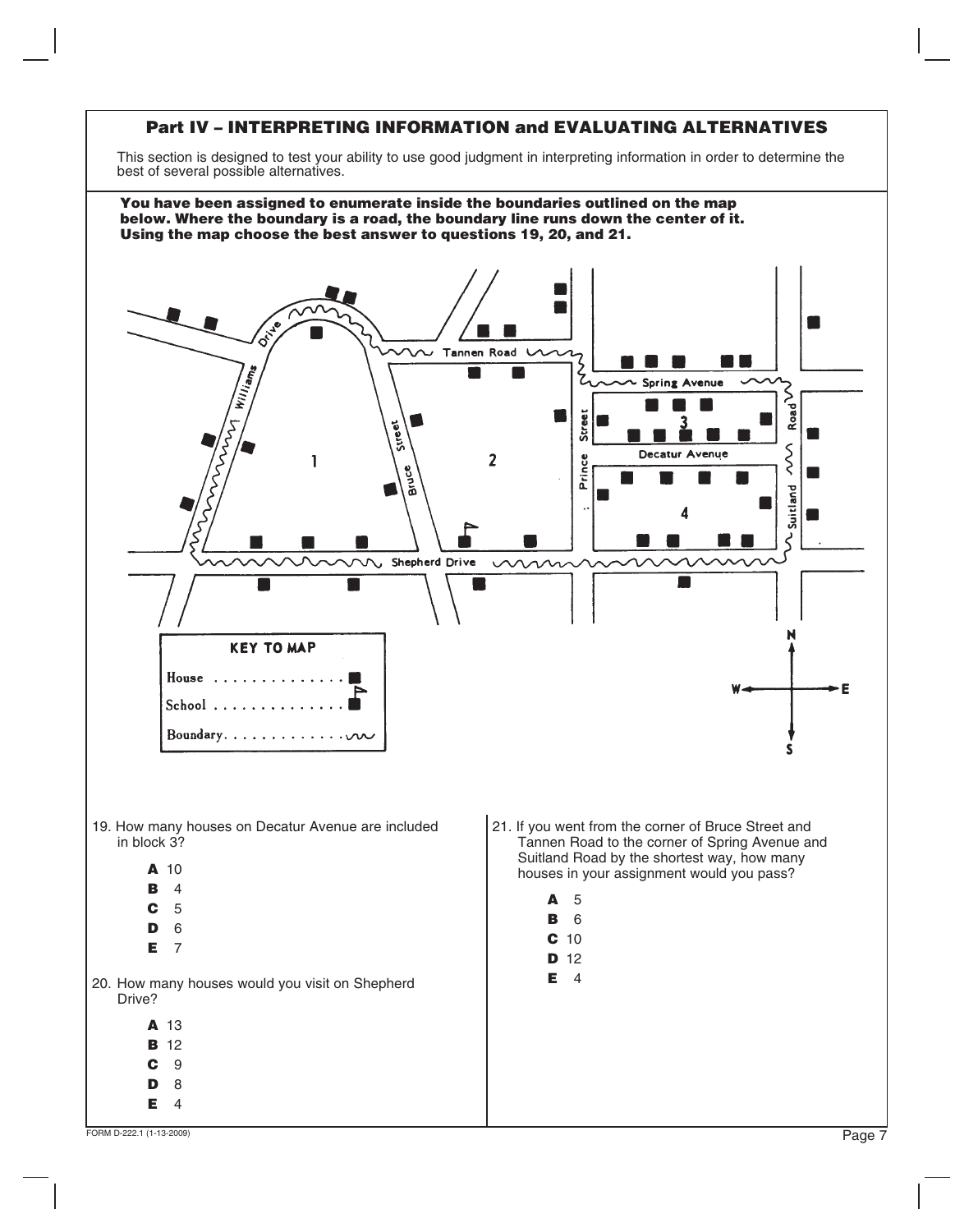## Part IV – INTERPRETING INFORMATION and EVALUATING ALTERNATIVES

This section is designed to test your ability to use good judgment in interpreting information in order to determine the best of several possible alternatives.

**You have been assigned to enumerate inside the boundaries outlined on the map below. Where the boundary is a road, the boundary line runs down the center of it. Using the map choose the best answer to questions 19, 20, and 21.**

Tannen Road

Spring Avenue

Decatur Avenue

Williams Drive

Bruce Street

Prince Street

Suitland Road

Shepherd Drive

1 2 3 4

**KEY TO MAP**

House

School

Boundary

N W E S

19. How many houses on Decatur Avenue are included in block 3?

    **A** 10
    **B** 4
    **C** 5
    **D** 6
    **E** 7

20. How many houses would you visit on Shepherd Drive?

    **A** 13
    **B** 12
    **C** 9
    **D** 8
    **E** 4

21. If you went from the corner of Bruce Street and Tannen Road to the corner of Spring Avenue and Suitland Road by the shortest way, how many houses in your assignment would you pass?

    **A** 5
    **B** 6
    **C** 10
    **D** 12
    **E** 4

FORM D-222.1 (1-13-2009)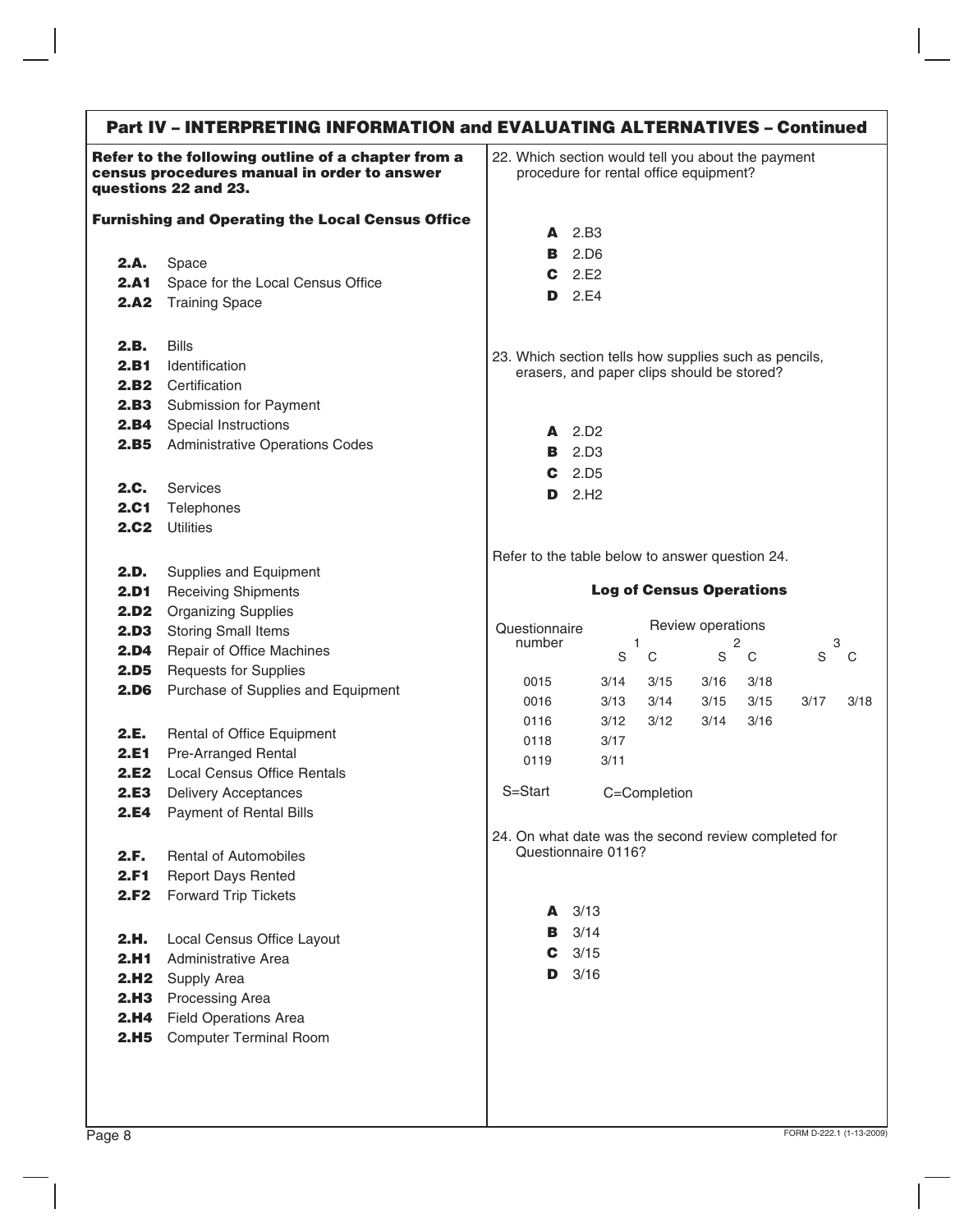## Part IV – INTERPRETING INFORMATION and EVALUATING ALTERNATIVES – Continued

**Refer to the following outline of a chapter from a census procedures manual in order to answer questions 22 and 23.**

**Furnishing and Operating the Local Census Office**

**2.A.** Space
**2.A1** Space for the Local Census Office
**2.A2** Training Space

**2.B.** Bills
**2.B1** Identification
**2.B2** Certification
**2.B3** Submission for Payment
**2.B4** Special Instructions
**2.B5** Administrative Operations Codes

**2.C.** Services
**2.C1** Telephones
**2.C2** Utilities

**2.D.** Supplies and Equipment
**2.D1** Receiving Shipments
**2.D2** Organizing Supplies
**2.D3** Storing Small Items
**2.D4** Repair of Office Machines
**2.D5** Requests for Supplies
**2.D6** Purchase of Supplies and Equipment

**2.E.** Rental of Office Equipment
**2.E1** Pre-Arranged Rental
**2.E2** Local Census Office Rentals
**2.E3** Delivery Acceptances
**2.E4** Payment of Rental Bills

**2.F.** Rental of Automobiles
**2.F1** Report Days Rented
**2.F2** Forward Trip Tickets

**2.H.** Local Census Office Layout
**2.H1** Administrative Area
**2.H2** Supply Area
**2.H3** Processing Area
**2.H4** Field Operations Area
**2.H5** Computer Terminal Room

22. Which section would tell you about the payment procedure for rental office equipment?

**A** 2.B3
**B** 2.D6
**C** 2.E2
**D** 2.E4

23. Which section tells how supplies such as pencils, erasers, and paper clips should be stored?

**A** 2.D2
**B** 2.D3
**C** 2.D5
**D** 2.H2

Refer to the table below to answer question 24.

**Log of Census Operations**

| Questionnaire number | Review operations 1 | | 2 | | 3 | |
|---|---|---|---|---|---|---|
| | S | C | S | C | S | C |
| 0015 | 3/14 | 3/15 | 3/16 | 3/18 | | |
| 0016 | 3/13 | 3/14 | 3/15 | 3/15 | 3/17 | 3/18 |
| 0116 | 3/12 | 3/12 | 3/14 | 3/16 | | |
| 0118 | 3/17 | | | | | |
| 0119 | 3/11 | | | | | |

S=Start C=Completion

24. On what date was the second review completed for Questionnaire 0116?

**A** 3/13
**B** 3/14
**C** 3/15
**D** 3/16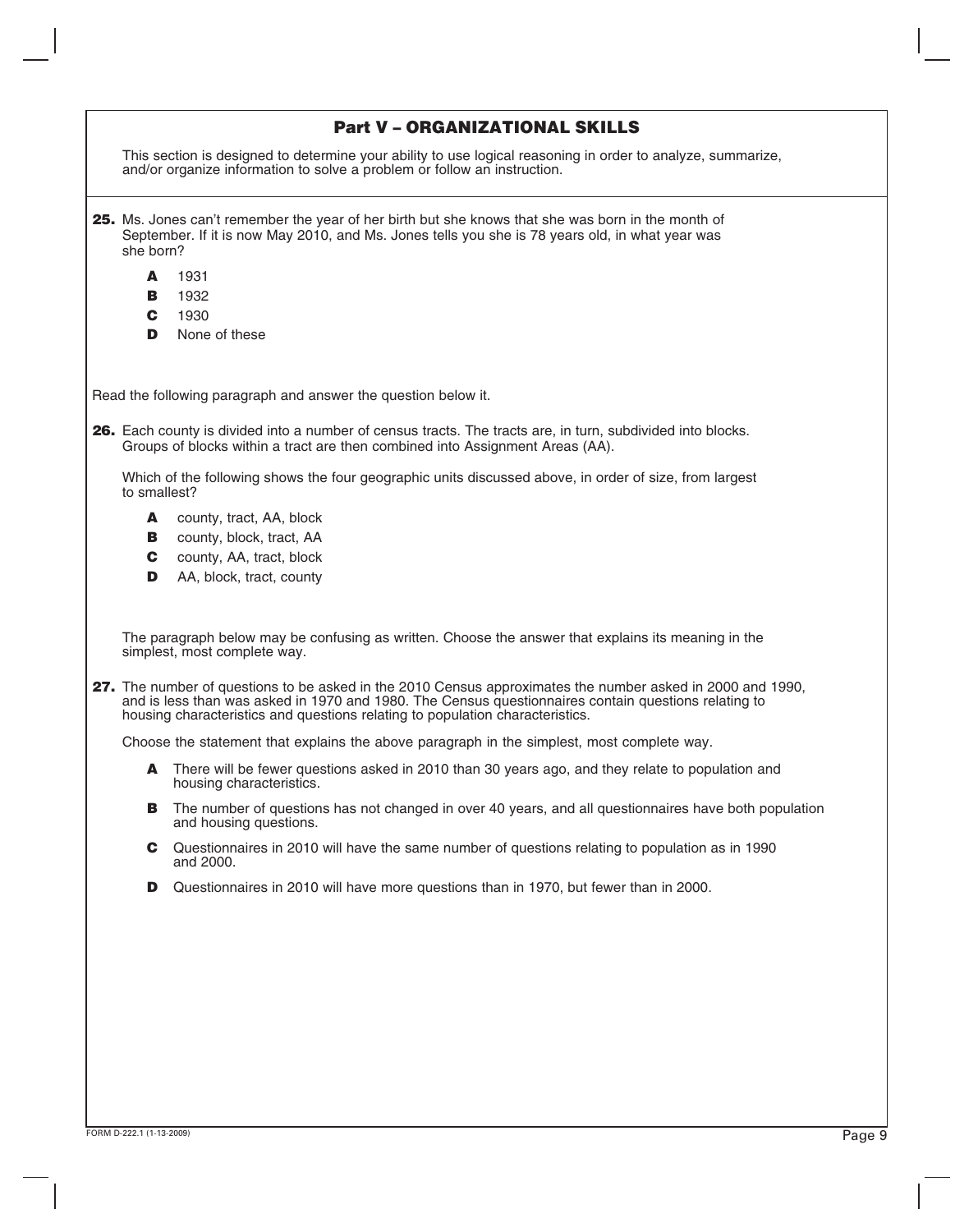## Part V – ORGANIZATIONAL SKILLS

This section is designed to determine your ability to use logical reasoning in order to analyze, summarize, and/or organize information to solve a problem or follow an instruction.

**25.** Ms. Jones can't remember the year of her birth but she knows that she was born in the month of September. If it is now May 2010, and Ms. Jones tells you she is 78 years old, in what year was she born?

- **A** 1931
- **B** 1932
- **C** 1930
- **D** None of these

Read the following paragraph and answer the question below it.

**26.** Each county is divided into a number of census tracts. The tracts are, in turn, subdivided into blocks. Groups of blocks within a tract are then combined into Assignment Areas (AA).

Which of the following shows the four geographic units discussed above, in order of size, from largest to smallest?

- **A** county, tract, AA, block
- **B** county, block, tract, AA
- **C** county, AA, tract, block
- **D** AA, block, tract, county

The paragraph below may be confusing as written. Choose the answer that explains its meaning in the simplest, most complete way.

**27.** The number of questions to be asked in the 2010 Census approximates the number asked in 2000 and 1990, and is less than was asked in 1970 and 1980. The Census questionnaires contain questions relating to housing characteristics and questions relating to population characteristics.

Choose the statement that explains the above paragraph in the simplest, most complete way.

- **A** There will be fewer questions asked in 2010 than 30 years ago, and they relate to population and housing characteristics.
- **B** The number of questions has not changed in over 40 years, and all questionnaires have both population and housing questions.
- **C** Questionnaires in 2010 will have the same number of questions relating to population as in 1990 and 2000.
- **D** Questionnaires in 2010 will have more questions than in 1970, but fewer than in 2000.

FORM D-222.1 (1-13-2009)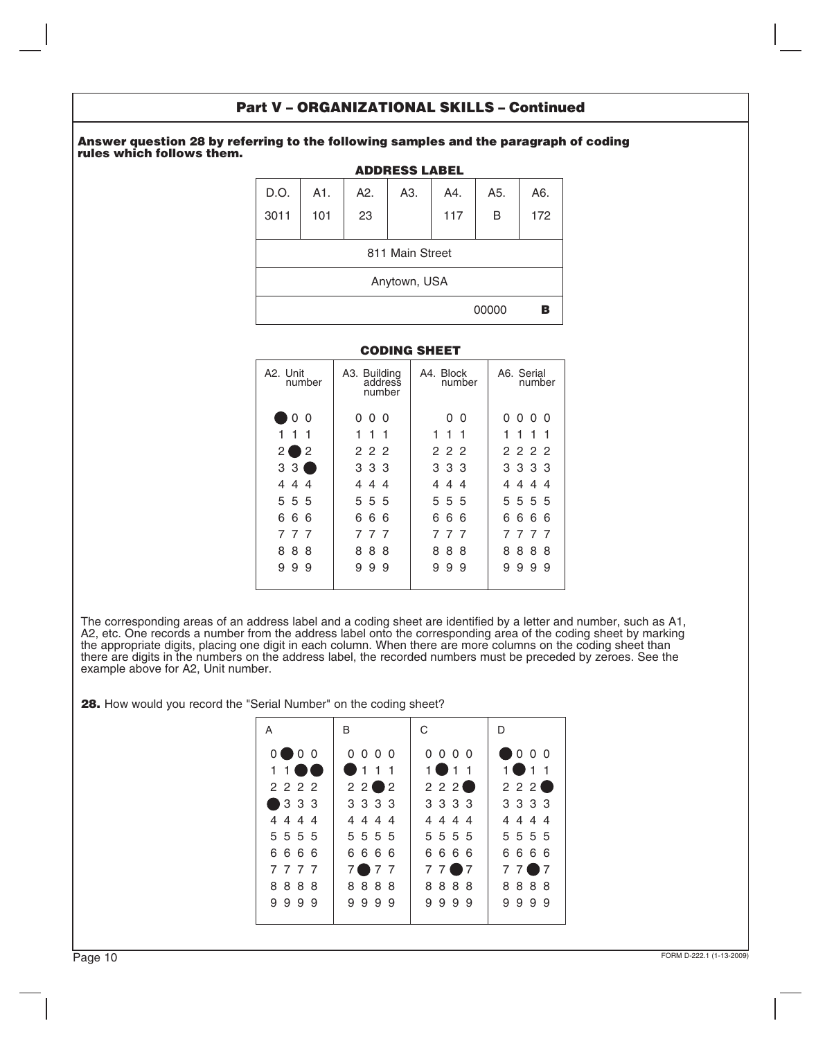## Part V – ORGANIZATIONAL SKILLS – Continued

**Answer question 28 by referring to the following samples and the paragraph of coding rules which follows them.**

**ADDRESS LABEL**

| D.O. | A1. | A2. | A3. | A4. | A5. | A6. |
|---|---|---|---|---|---|---|
| 3011 | 101 | 23 | | 117 | B | 172 |
| 811 Main Street | | | | | | |
| Anytown, USA | | | | | | |
| | | | | | 00000 | **B** |

**CODING SHEET**

| A2. Unit number | A3. Building address number | A4. Block number | A6. Serial number |
|---|---|---|---|
| ● 0 0 | 0 0 0 | 0 0 | 0 0 0 0 |
| 1 1 1 | 1 1 1 | 1 1 1 | 1 1 1 1 |
| 2 ● 2 | 2 2 2 | 2 2 2 | 2 2 2 2 |
| 3 3 ● | 3 3 3 | 3 3 3 | 3 3 3 3 |
| 4 4 4 | 4 4 4 | 4 4 4 | 4 4 4 4 |
| 5 5 5 | 5 5 5 | 5 5 5 | 5 5 5 5 |
| 6 6 6 | 6 6 6 | 6 6 6 | 6 6 6 6 |
| 7 7 7 | 7 7 7 | 7 7 7 | 7 7 7 7 |
| 8 8 8 | 8 8 8 | 8 8 8 | 8 8 8 8 |
| 9 9 9 | 9 9 9 | 9 9 9 | 9 9 9 9 |

The corresponding areas of an address label and a coding sheet are identified by a letter and number, such as A1, A2, etc. One records a number from the address label onto the corresponding area of the coding sheet by marking the appropriate digits, placing one digit in each column. When there are more columns on the coding sheet than there are digits in the numbers on the address label, the recorded numbers must be preceded by zeroes. See the example above for A2, Unit number.

**28.** How would you record the "Serial Number" on the coding sheet?

| A | B | C | D |
|---|---|---|---|
| 0 ● 0 0 | 0 0 0 0 | 0 0 0 0 | ● 0 0 0 |
| 1 1 ● ● | ● 1 1 1 | 1 ● 1 1 | 1 ● 1 1 |
| 2 2 2 2 | 2 2 ● 2 | 2 2 2 ● | 2 2 2 ● |
| ● 3 3 3 | 3 3 3 3 | 3 3 3 3 | 3 3 3 3 |
| 4 4 4 4 | 4 4 4 4 | 4 4 4 4 | 4 4 4 4 |
| 5 5 5 5 | 5 5 5 5 | 5 5 5 5 | 5 5 5 5 |
| 6 6 6 6 | 6 6 6 6 | 6 6 6 6 | 6 6 6 6 |
| 7 7 7 7 | 7 ● 7 7 | 7 7 ● 7 | 7 7 ● 7 |
| 8 8 8 8 | 8 8 8 8 | 8 8 8 8 | 8 8 8 8 |
| 9 9 9 9 | 9 9 9 9 | 9 9 9 9 | 9 9 9 9 |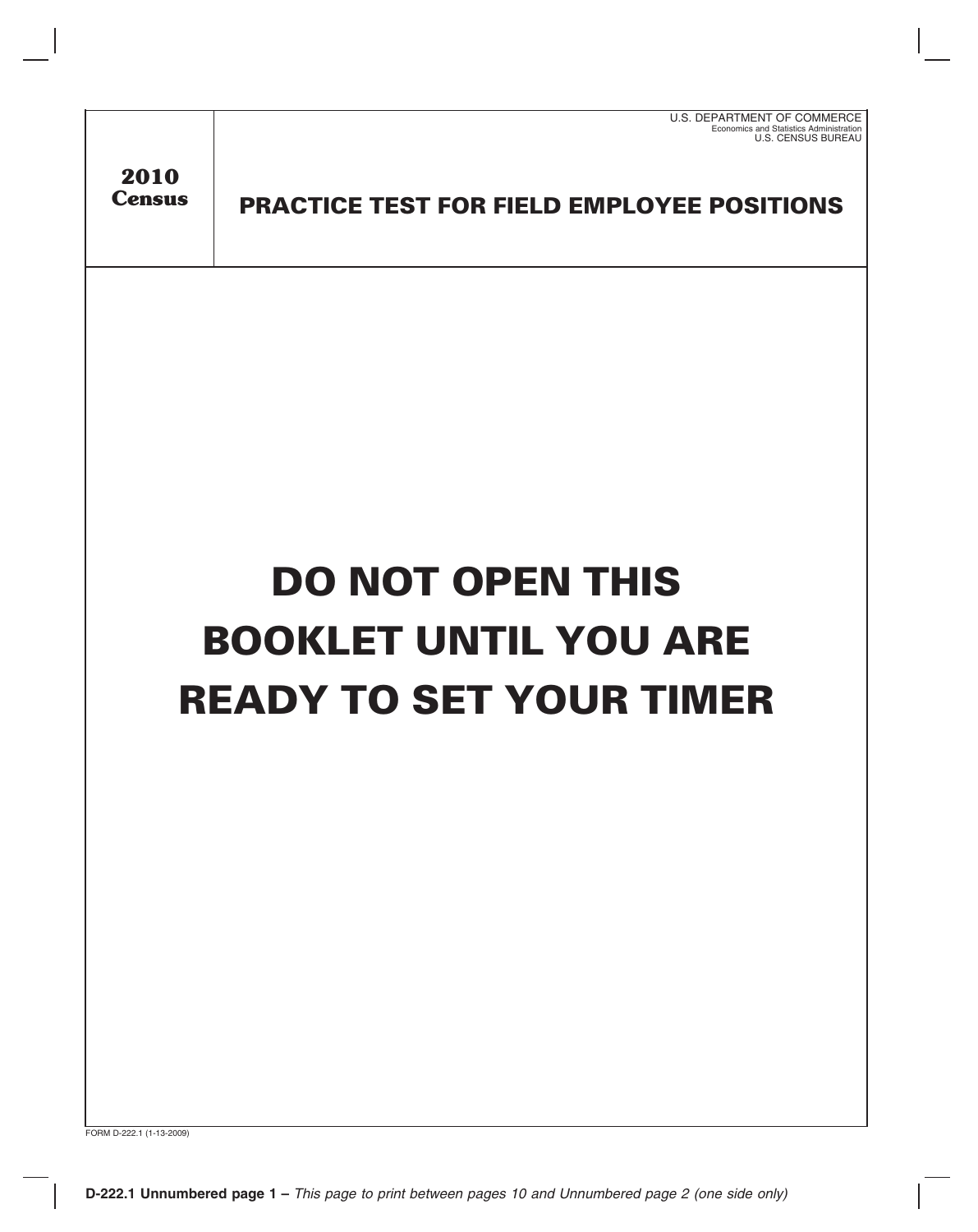U.S. DEPARTMENT OF COMMERCE
Economics and Statistics Administration
U.S. CENSUS BUREAU

**2010 Census**

# PRACTICE TEST FOR FIELD EMPLOYEE POSITIONS

# DO NOT OPEN THIS BOOKLET UNTIL YOU ARE READY TO SET YOUR TIMER

FORM D-222.1 (1-13-2009)

**D-222.1 Unnumbered page 1 –** *This page to print between pages 10 and Unnumbered page 2 (one side only)*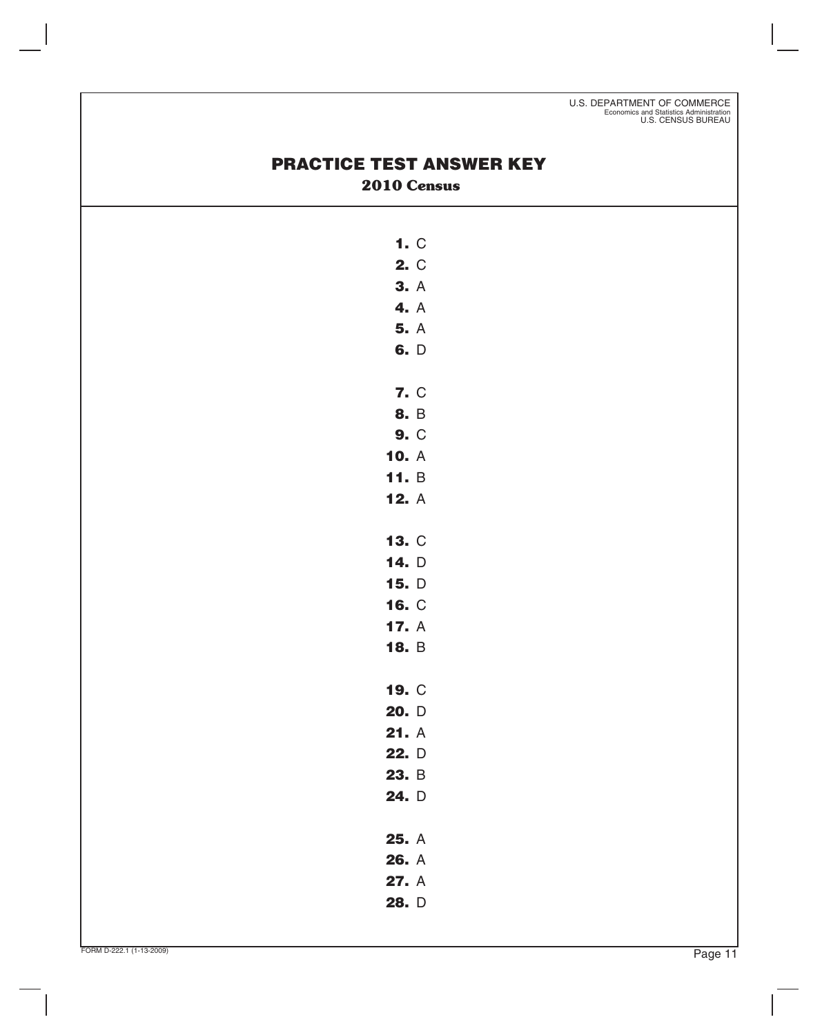U.S. DEPARTMENT OF COMMERCE
Economics and Statistics Administration
U.S. CENSUS BUREAU

# PRACTICE TEST ANSWER KEY

## 2010 Census

**1.** C
**2.** C
**3.** A
**4.** A
**5.** A
**6.** D

**7.** C
**8.** B
**9.** C
**10.** A
**11.** B
**12.** A

**13.** C
**14.** D
**15.** D
**16.** C
**17.** A
**18.** B

**19.** C
**20.** D
**21.** A
**22.** D
**23.** B
**24.** D

**25.** A
**26.** A
**27.** A
**28.** D

FORM D-222.1 (1-13-2009)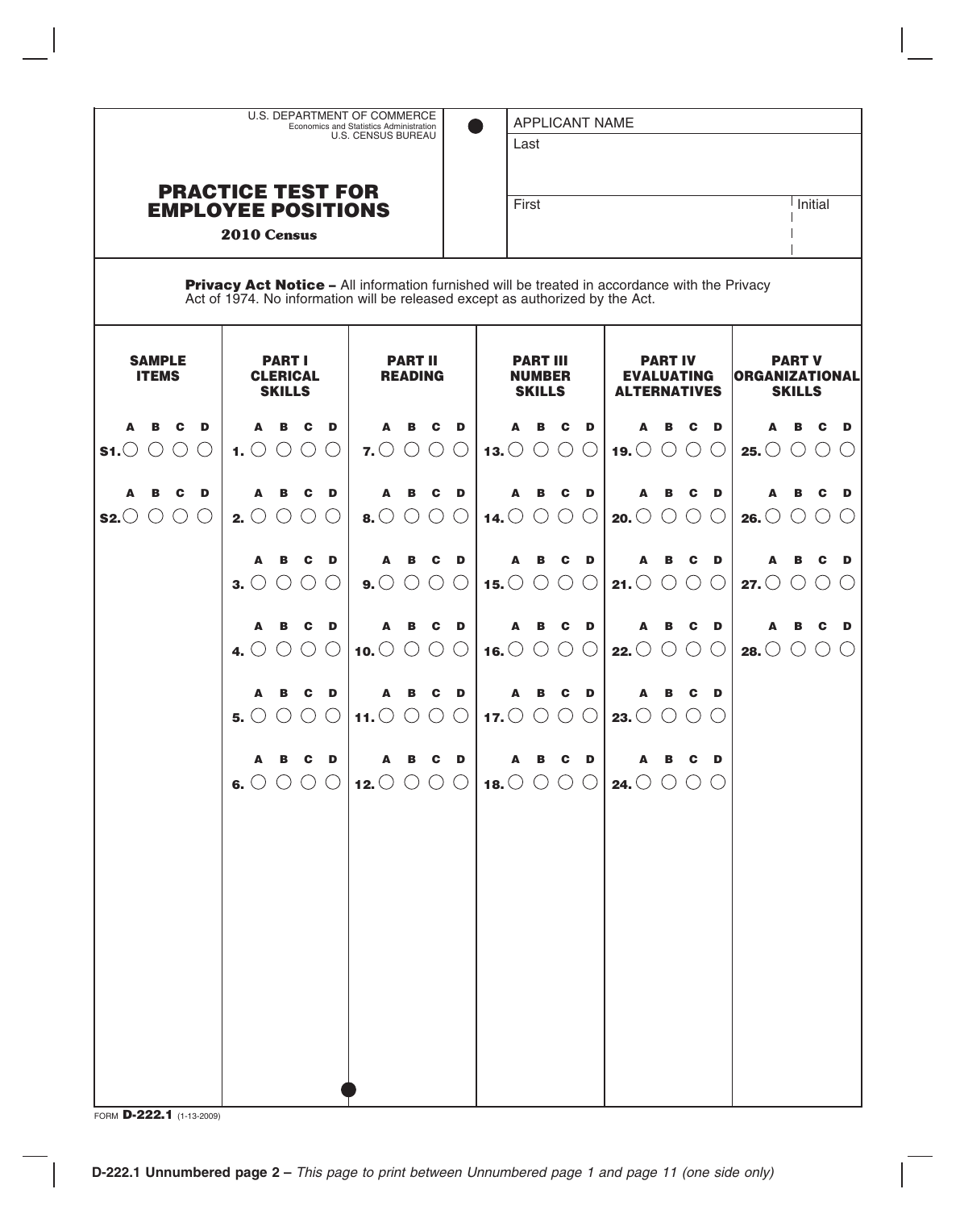U.S. DEPARTMENT OF COMMERCE
Economics and Statistics Administration
U.S. CENSUS BUREAU

# PRACTICE TEST FOR EMPLOYEE POSITIONS

**2010 Census**

APPLICANT NAME

Last

First | Initial

**Privacy Act Notice –** All information furnished will be treated in accordance with the Privacy Act of 1974. No information will be released except as authorized by the Act.

| SAMPLE ITEMS | PART I CLERICAL SKILLS | PART II READING | PART III NUMBER SKILLS | PART IV EVALUATING ALTERNATIVES | PART V ORGANIZATIONAL SKILLS |
|---|---|---|---|---|---|
| S1. ○A ○B ○C ○D | 1. ○A ○B ○C ○D | 7. ○A ○B ○C ○D | 13. ○A ○B ○C ○D | 19. ○A ○B ○C ○D | 25. ○A ○B ○C ○D |
| S2. ○A ○B ○C ○D | 2. ○A ○B ○C ○D | 8. ○A ○B ○C ○D | 14. ○A ○B ○C ○D | 20. ○A ○B ○C ○D | 26. ○A ○B ○C ○D |
| | 3. ○A ○B ○C ○D | 9. ○A ○B ○C ○D | 15. ○A ○B ○C ○D | 21. ○A ○B ○C ○D | 27. ○A ○B ○C ○D |
| | 4. ○A ○B ○C ○D | 10. ○A ○B ○C ○D | 16. ○A ○B ○C ○D | 22. ○A ○B ○C ○D | 28. ○A ○B ○C ○D |
| | 5. ○A ○B ○C ○D | 11. ○A ○B ○C ○D | 17. ○A ○B ○C ○D | 23. ○A ○B ○C ○D | |
| | 6. ○A ○B ○C ○D | 12. ○A ○B ○C ○D | 18. ○A ○B ○C ○D | 24. ○A ○B ○C ○D | |

FORM **D-222.1** (1-13-2009)

**D-222.1 Unnumbered page 2 –** *This page to print between Unnumbered page 1 and page 11 (one side only)*